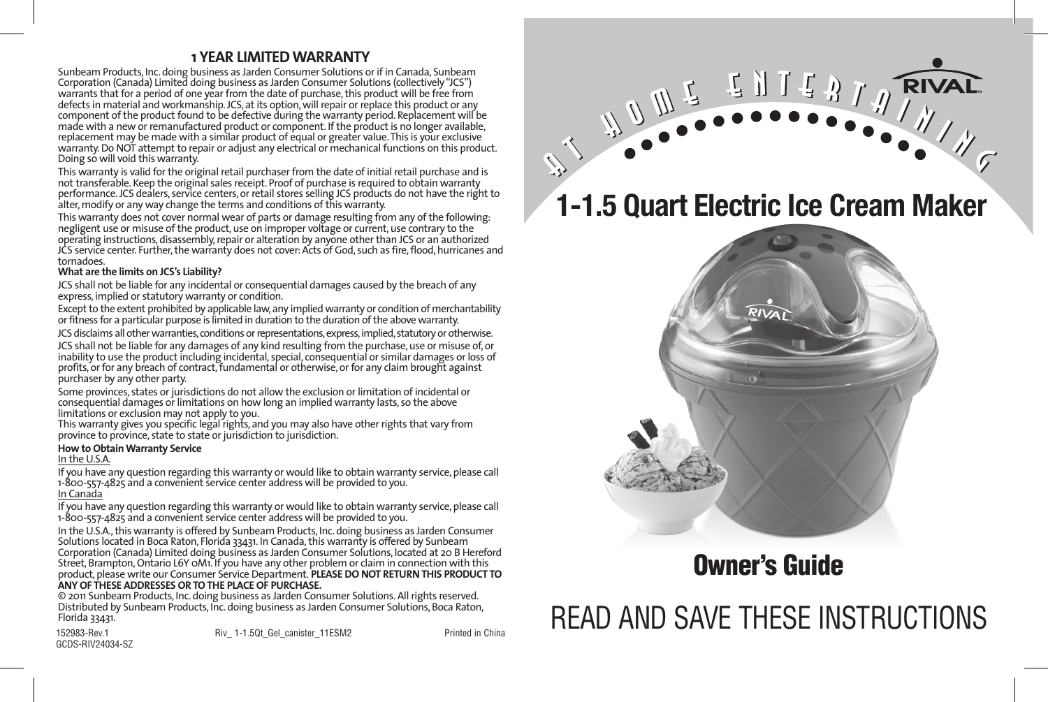## 1 YEAR LIMITED WARRANTY

Sunbeam Products, Inc. doing business as Jarden Consumer Solutions or if in Canada, Sunbeam Corporation (Canada) Limited doing business as Jarden Consumer Solutions (collectively "JCS") warrants that for a period of one year from the date of purchase, this product will be free from defects in material and workmanship. JCS, at its option, will repair or replace this product or any component of the product found to be defective during the warranty period. Replacement will be made with a new or remanufactured product or component. If the product is no longer available, replacement may be made with a similar product of equal or greater value. This is your exclusive warranty. Do NOT attempt to repair or adjust any electrical or mechanical functions on this product. Doing so will void this warranty.

This warranty is valid for the original retail purchaser from the date of initial retail purchase and is not transferable. Keep the original sales receipt. Proof of purchase is required to obtain warranty performance. JCS dealers, service centers, or retail stores selling JCS products do not have the right to alter, modify or any way change the terms and conditions of this warranty.

This warranty does not cover normal wear of parts or damage resulting from any of the following: negligent use or misuse of the product, use on improper voltage or current, use contrary to the operating instructions, disassembly, repair or alteration by anyone other than JCS or an authorized JCS service center. Further, the warranty does not cover: Acts of God, such as fire, flood, hurricanes and tornadoes.

**What are the limits on JCS's Liability?**

JCS shall not be liable for any incidental or consequential damages caused by the breach of any express, implied or statutory warranty or condition.

Except to the extent prohibited by applicable law, any implied warranty or condition of merchantability or fitness for a particular purpose is limited in duration to the duration of the above warranty.

JCS disclaims all other warranties, conditions or representations, express, implied, statutory or otherwise.

JCS shall not be liable for any damages of any kind resulting from the purchase, use or misuse of, or inability to use the product including incidental, special, consequential or similar damages or loss of profits, or for any breach of contract, fundamental or otherwise, or for any claim brought against purchaser by any other party.

Some provinces, states or jurisdictions do not allow the exclusion or limitation of incidental or consequential damages or limitations on how long an implied warranty lasts, so the above limitations or exclusion may not apply to you.

This warranty gives you specific legal rights, and you may also have other rights that vary from province to province, state to state or jurisdiction to jurisdiction.

**How to Obtain Warranty Service**

In the U.S.A.

If you have any question regarding this warranty or would like to obtain warranty service, please call 1-800-557-4825 and a convenient service center address will be provided to you.

In Canada

If you have any question regarding this warranty or would like to obtain warranty service, please call 1-800-557-4825 and a convenient service center address will be provided to you.

In the U.S.A., this warranty is offered by Sunbeam Products, Inc. doing business as Jarden Consumer Solutions located in Boca Raton, Florida 33431. In Canada, this warranty is offered by Sunbeam Corporation (Canada) Limited doing business as Jarden Consumer Solutions, located at 20 B Hereford Street, Brampton, Ontario L6Y 0M1. If you have any other problem or claim in connection with this product, please write our Consumer Service Department. **PLEASE DO NOT RETURN THIS PRODUCT TO ANY OF THESE ADDRESSES OR TO THE PLACE OF PURCHASE.**

© 2011 Sunbeam Products, Inc. doing business as Jarden Consumer Solutions. All rights reserved. Distributed by Sunbeam Products, Inc. doing business as Jarden Consumer Solutions, Boca Raton, Florida 33431.

152983-Rev.1
GCDS-RIV24034-SZ
Riv_ 1-1.5Qt_Gel_canister_11ESM2
Printed in China

AT HOME ENTERTAINING

RIVAL

# 1-1.5 Quart Electric Ice Cream Maker

## Owner's Guide

READ AND SAVE THESE INSTRUCTIONS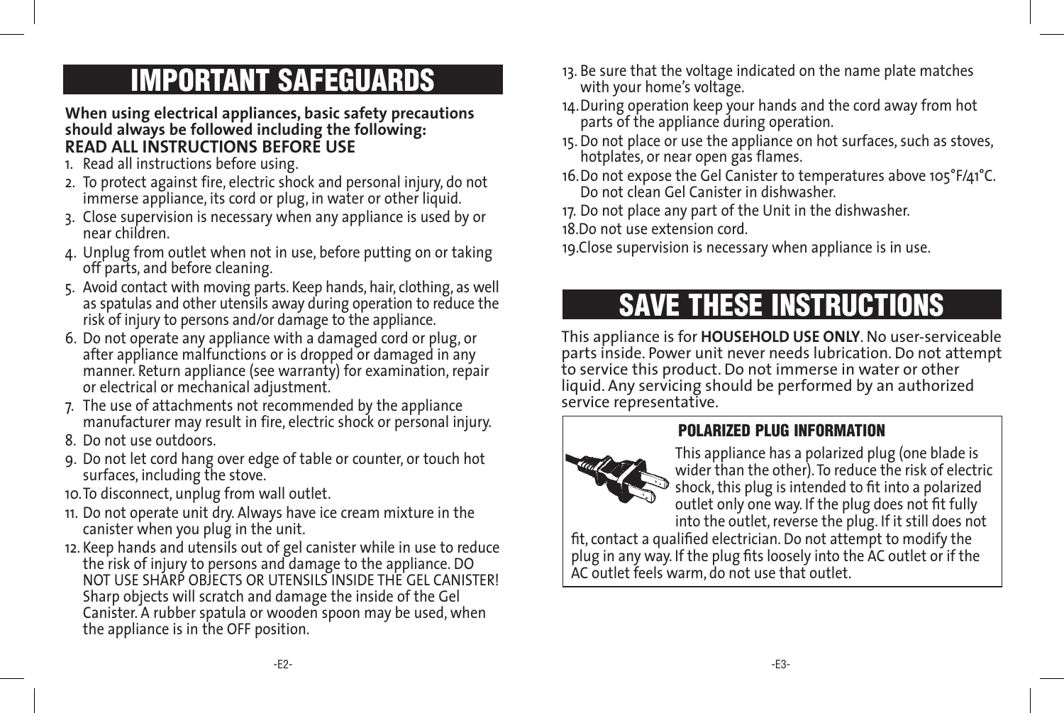# IMPORTANT SAFEGUARDS

**When using electrical appliances, basic safety precautions should always be followed including the following:**
**READ ALL INSTRUCTIONS BEFORE USE**

1. Read all instructions before using.
2. To protect against fire, electric shock and personal injury, do not immerse appliance, its cord or plug, in water or other liquid.
3. Close supervision is necessary when any appliance is used by or near children.
4. Unplug from outlet when not in use, before putting on or taking off parts, and before cleaning.
5. Avoid contact with moving parts. Keep hands, hair, clothing, as well as spatulas and other utensils away during operation to reduce the risk of injury to persons and/or damage to the appliance.
6. Do not operate any appliance with a damaged cord or plug, or after appliance malfunctions or is dropped or damaged in any manner. Return appliance (see warranty) for examination, repair or electrical or mechanical adjustment.
7. The use of attachments not recommended by the appliance manufacturer may result in fire, electric shock or personal injury.
8. Do not use outdoors.
9. Do not let cord hang over edge of table or counter, or touch hot surfaces, including the stove.
10. To disconnect, unplug from wall outlet.
11. Do not operate unit dry. Always have ice cream mixture in the canister when you plug in the unit.
12. Keep hands and utensils out of gel canister while in use to reduce the risk of injury to persons and damage to the appliance. DO NOT USE SHARP OBJECTS OR UTENSILS INSIDE THE GEL CANISTER! Sharp objects will scratch and damage the inside of the Gel Canister. A rubber spatula or wooden spoon may be used, when the appliance is in the OFF position.
13. Be sure that the voltage indicated on the name plate matches with your home's voltage.
14. During operation keep your hands and the cord away from hot parts of the appliance during operation.
15. Do not place or use the appliance on hot surfaces, such as stoves, hotplates, or near open gas flames.
16. Do not expose the Gel Canister to temperatures above 105°F/41°C. Do not clean Gel Canister in dishwasher.
17. Do not place any part of the Unit in the dishwasher.
18. Do not use extension cord.
19. Close supervision is necessary when appliance is in use.

# SAVE THESE INSTRUCTIONS

This appliance is for **HOUSEHOLD USE ONLY**. No user-serviceable parts inside. Power unit never needs lubrication. Do not attempt to service this product. Do not immerse in water or other liquid. Any servicing should be performed by an authorized service representative.

### POLARIZED PLUG INFORMATION

This appliance has a polarized plug (one blade is wider than the other). To reduce the risk of electric shock, this plug is intended to fit into a polarized outlet only one way. If the plug does not fit fully into the outlet, reverse the plug. If it still does not fit, contact a qualified electrician. Do not attempt to modify the plug in any way. If the plug fits loosely into the AC outlet or if the AC outlet feels warm, do not use that outlet.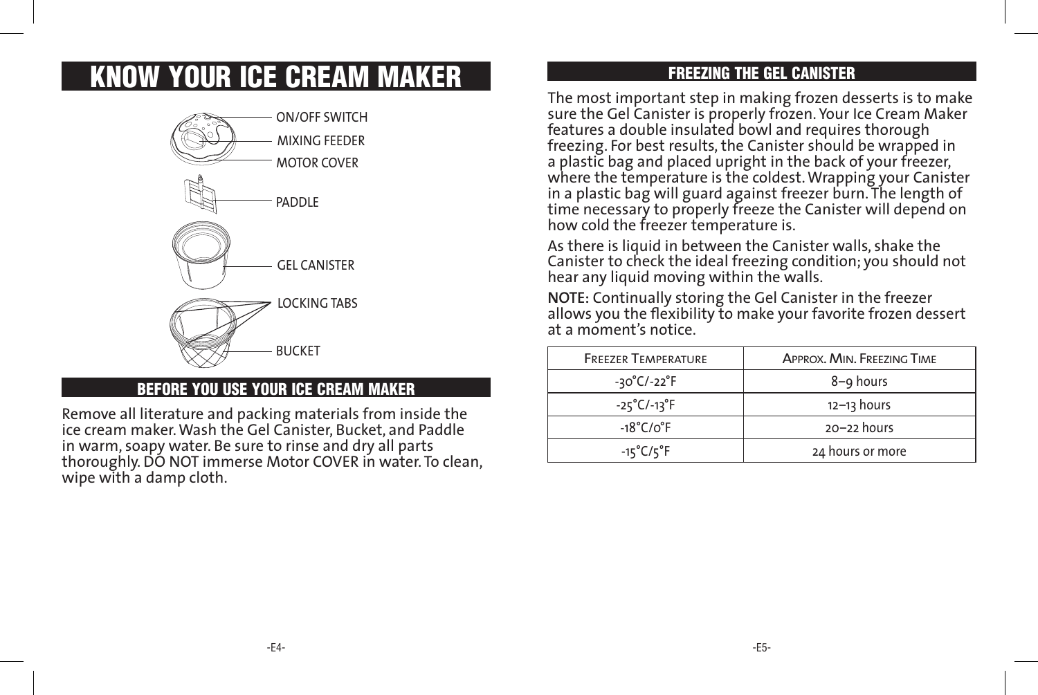# KNOW YOUR ICE CREAM MAKER

ON/OFF SWITCH

MIXING FEEDER

MOTOR COVER

PADDLE

GEL CANISTER

LOCKING TABS

BUCKET

## BEFORE YOU USE YOUR ICE CREAM MAKER

Remove all literature and packing materials from inside the ice cream maker. Wash the Gel Canister, Bucket, and Paddle in warm, soapy water. Be sure to rinse and dry all parts thoroughly. DO NOT immerse Motor COVER in water. To clean, wipe with a damp cloth.

## FREEZING THE GEL CANISTER

The most important step in making frozen desserts is to make sure the Gel Canister is properly frozen. Your Ice Cream Maker features a double insulated bowl and requires thorough freezing. For best results, the Canister should be wrapped in a plastic bag and placed upright in the back of your freezer, where the temperature is the coldest. Wrapping your Canister in a plastic bag will guard against freezer burn. The length of time necessary to properly freeze the Canister will depend on how cold the freezer temperature is.

As there is liquid in between the Canister walls, shake the Canister to check the ideal freezing condition; you should not hear any liquid moving within the walls.

**NOTE:** Continually storing the Gel Canister in the freezer allows you the flexibility to make your favorite frozen dessert at a moment's notice.

| Freezer Temperature | Approx. Min. Freezing Time |
|---|---|
| -30°C/-22°F | 8–9 hours |
| -25°C/-13°F | 12–13 hours |
| -18°C/0°F | 20–22 hours |
| -15°C/5°F | 24 hours or more |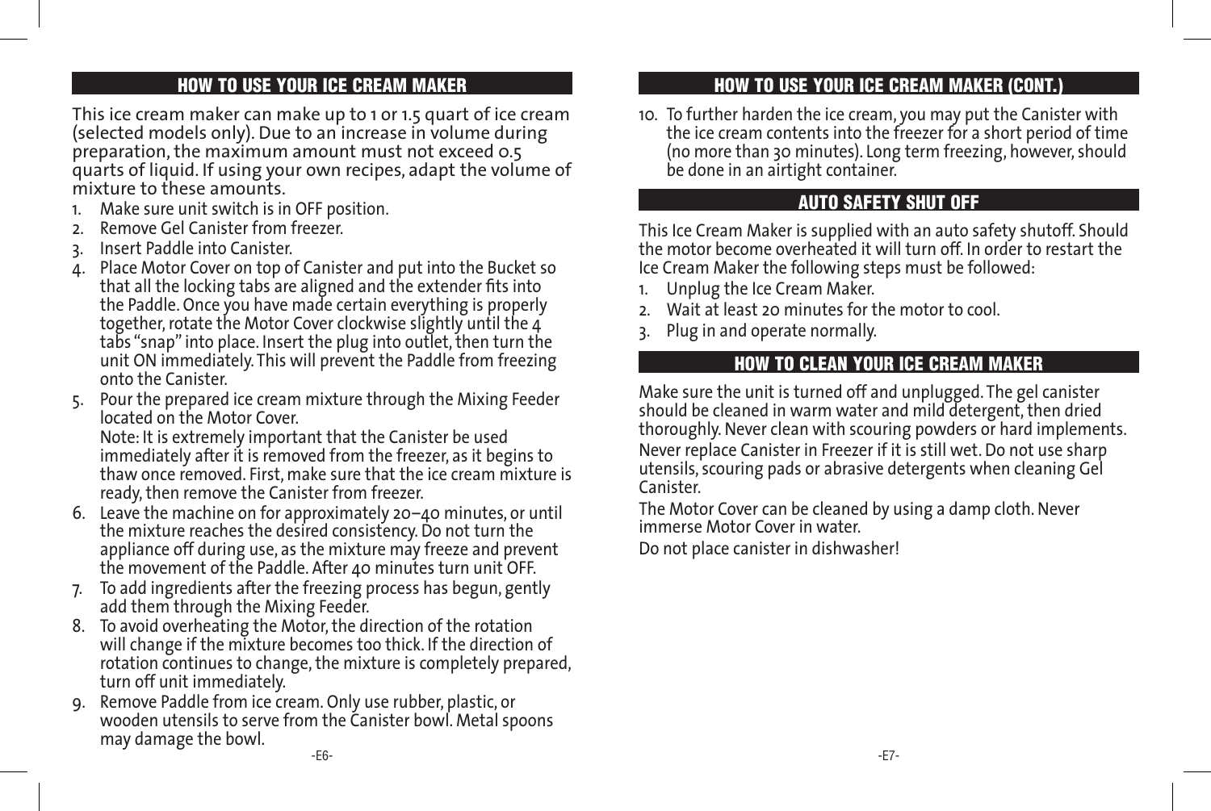## HOW TO USE YOUR ICE CREAM MAKER

This ice cream maker can make up to 1 or 1.5 quart of ice cream (selected models only). Due to an increase in volume during preparation, the maximum amount must not exceed 0.5 quarts of liquid. If using your own recipes, adapt the volume of mixture to these amounts.

1. Make sure unit switch is in OFF position.
2. Remove Gel Canister from freezer.
3. Insert Paddle into Canister.
4. Place Motor Cover on top of Canister and put into the Bucket so that all the locking tabs are aligned and the extender fits into the Paddle. Once you have made certain everything is properly together, rotate the Motor Cover clockwise slightly until the 4 tabs "snap" into place. Insert the plug into outlet, then turn the unit ON immediately. This will prevent the Paddle from freezing onto the Canister.
5. Pour the prepared ice cream mixture through the Mixing Feeder located on the Motor Cover.
   Note: It is extremely important that the Canister be used immediately after it is removed from the freezer, as it begins to thaw once removed. First, make sure that the ice cream mixture is ready, then remove the Canister from freezer.
6. Leave the machine on for approximately 20–40 minutes, or until the mixture reaches the desired consistency. Do not turn the appliance off during use, as the mixture may freeze and prevent the movement of the Paddle. After 40 minutes turn unit OFF.
7. To add ingredients after the freezing process has begun, gently add them through the Mixing Feeder.
8. To avoid overheating the Motor, the direction of the rotation will change if the mixture becomes too thick. If the direction of rotation continues to change, the mixture is completely prepared, turn off unit immediately.
9. Remove Paddle from ice cream. Only use rubber, plastic, or wooden utensils to serve from the Canister bowl. Metal spoons may damage the bowl.

## HOW TO USE YOUR ICE CREAM MAKER (CONT.)

10. To further harden the ice cream, you may put the Canister with the ice cream contents into the freezer for a short period of time (no more than 30 minutes). Long term freezing, however, should be done in an airtight container.

## AUTO SAFETY SHUT OFF

This Ice Cream Maker is supplied with an auto safety shutoff. Should the motor become overheated it will turn off. In order to restart the Ice Cream Maker the following steps must be followed:

1. Unplug the Ice Cream Maker.
2. Wait at least 20 minutes for the motor to cool.
3. Plug in and operate normally.

## HOW TO CLEAN YOUR ICE CREAM MAKER

Make sure the unit is turned off and unplugged. The gel canister should be cleaned in warm water and mild detergent, then dried thoroughly. Never clean with scouring powders or hard implements. Never replace Canister in Freezer if it is still wet. Do not use sharp utensils, scouring pads or abrasive detergents when cleaning Gel Canister.

The Motor Cover can be cleaned by using a damp cloth. Never immerse Motor Cover in water.

Do not place canister in dishwasher!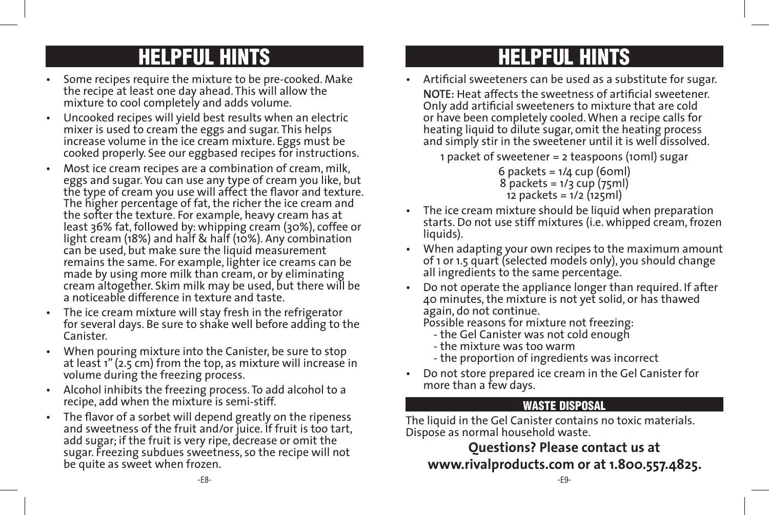## HELPFUL HINTS

- Some recipes require the mixture to be pre-cooked. Make the recipe at least one day ahead. This will allow the mixture to cool completely and adds volume.
- Uncooked recipes will yield best results when an electric mixer is used to cream the eggs and sugar. This helps increase volume in the ice cream mixture. Eggs must be cooked properly. See our eggbased recipes for instructions.
- Most ice cream recipes are a combination of cream, milk, eggs and sugar. You can use any type of cream you like, but the type of cream you use will affect the flavor and texture. The higher percentage of fat, the richer the ice cream and the softer the texture. For example, heavy cream has at least 36% fat, followed by: whipping cream (30%), coffee or light cream (18%) and half & half (10%). Any combination can be used, but make sure the liquid measurement remains the same. For example, lighter ice creams can be made by using more milk than cream, or by eliminating cream altogether. Skim milk may be used, but there will be a noticeable difference in texture and taste.
- The ice cream mixture will stay fresh in the refrigerator for several days. Be sure to shake well before adding to the Canister.
- When pouring mixture into the Canister, be sure to stop at least 1" (2.5 cm) from the top, as mixture will increase in volume during the freezing process.
- Alcohol inhibits the freezing process. To add alcohol to a recipe, add when the mixture is semi-stiff.
- The flavor of a sorbet will depend greatly on the ripeness and sweetness of the fruit and/or juice. If fruit is too tart, add sugar; if the fruit is very ripe, decrease or omit the sugar. Freezing subdues sweetness, so the recipe will not be quite as sweet when frozen.

## HELPFUL HINTS

- Artificial sweeteners can be used as a substitute for sugar.

  **NOTE:** Heat affects the sweetness of artificial sweetener. Only add artificial sweeteners to mixture that are cold or have been completely cooled. When a recipe calls for heating liquid to dilute sugar, omit the heating process and simply stir in the sweetener until it is well dissolved.

  1 packet of sweetener = 2 teaspoons (10ml) sugar

  6 packets = 1/4 cup (60ml)
  8 packets = 1/3 cup (75ml)
  12 packets = 1/2 (125ml)

- The ice cream mixture should be liquid when preparation starts. Do not use stiff mixtures (i.e. whipped cream, frozen liquids).
- When adapting your own recipes to the maximum amount of 1 or 1.5 quart (selected models only), you should change all ingredients to the same percentage.
- Do not operate the appliance longer than required. If after 40 minutes, the mixture is not yet solid, or has thawed again, do not continue.

  Possible reasons for mixture not freezing:
  - the Gel Canister was not cold enough
  - the mixture was too warm
  - the proportion of ingredients was incorrect
- Do not store prepared ice cream in the Gel Canister for more than a few days.

### WASTE DISPOSAL

The liquid in the Gel Canister contains no toxic materials. Dispose as normal household waste.

**Questions? Please contact us at www.rivalproducts.com or at 1.800.557.4825.**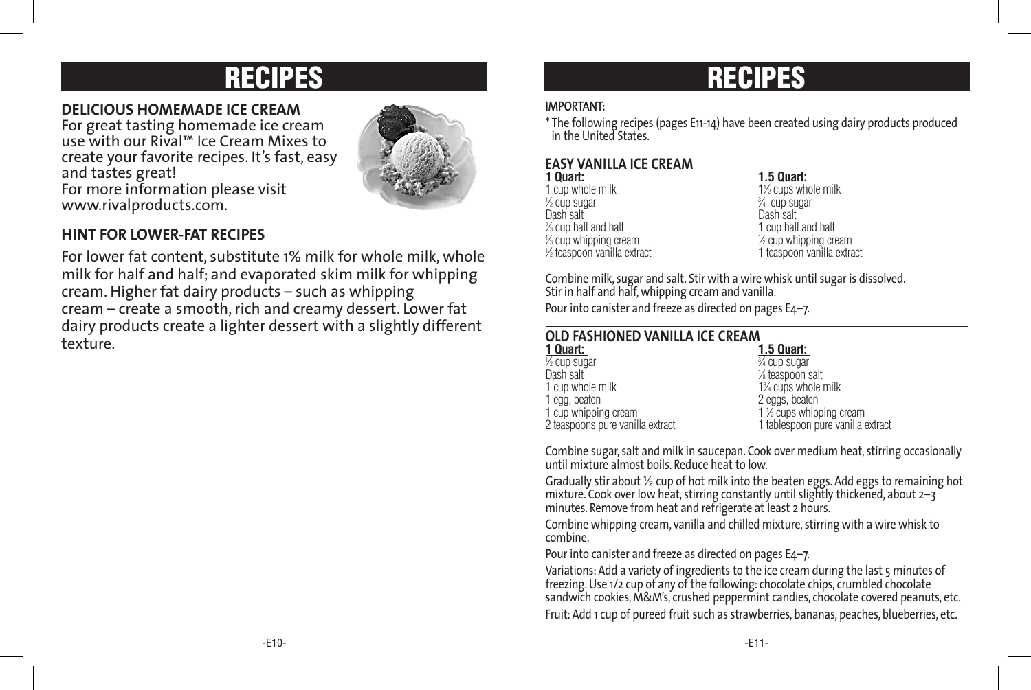# RECIPES

## DELICIOUS HOMEMADE ICE CREAM

For great tasting homemade ice cream use with our Rival™ Ice Cream Mixes to create your favorite recipes. It's fast, easy and tastes great!
For more information please visit www.rivalproducts.com.

## HINT FOR LOWER-FAT RECIPES

For lower fat content, substitute 1% milk for whole milk, whole milk for half and half; and evaporated skim milk for whipping cream. Higher fat dairy products – such as whipping cream – create a smooth, rich and creamy dessert. Lower fat dairy products create a lighter dessert with a slightly different texture.

# RECIPES

**IMPORTANT:**

* The following recipes (pages E11-14) have been created using dairy products produced in the United States.

## EASY VANILLA ICE CREAM

| 1 Quart: | 1.5 Quart: |
|---|---|
| 1 cup whole milk | 1½ cups whole milk |
| ½ cup sugar | ¾ cup sugar |
| Dash salt | Dash salt |
| ⅔ cup half and half | 1 cup half and half |
| ⅓ cup whipping cream | ½ cup whipping cream |
| ½ teaspoon vanilla extract | 1 teaspoon vanilla extract |

Combine milk, sugar and salt. Stir with a wire whisk until sugar is dissolved. Stir in half and half, whipping cream and vanilla.

Pour into canister and freeze as directed on pages E4–7.

## OLD FASHIONED VANILLA ICE CREAM

| 1 Quart: | 1.5 Quart: |
|---|---|
| ½ cup sugar | ¾ cup sugar |
| Dash salt | ⅛ teaspoon salt |
| 1 cup whole milk | 1¾ cups whole milk |
| 1 egg, beaten | 2 eggs, beaten |
| 1 cup whipping cream | 1 ½ cups whipping cream |
| 2 teaspoons pure vanilla extract | 1 tablespoon pure vanilla extract |

Combine sugar, salt and milk in saucepan. Cook over medium heat, stirring occasionally until mixture almost boils. Reduce heat to low.

Gradually stir about ½ cup of hot milk into the beaten eggs. Add eggs to remaining hot mixture. Cook over low heat, stirring constantly until slightly thickened, about 2–3 minutes. Remove from heat and refrigerate at least 2 hours.

Combine whipping cream, vanilla and chilled mixture, stirring with a wire whisk to combine.

Pour into canister and freeze as directed on pages E4–7.

Variations: Add a variety of ingredients to the ice cream during the last 5 minutes of freezing. Use 1/2 cup of any of the following: chocolate chips, crumbled chocolate sandwich cookies, M&M's, crushed peppermint candies, chocolate covered peanuts, etc.

Fruit: Add 1 cup of pureed fruit such as strawberries, bananas, peaches, blueberries, etc.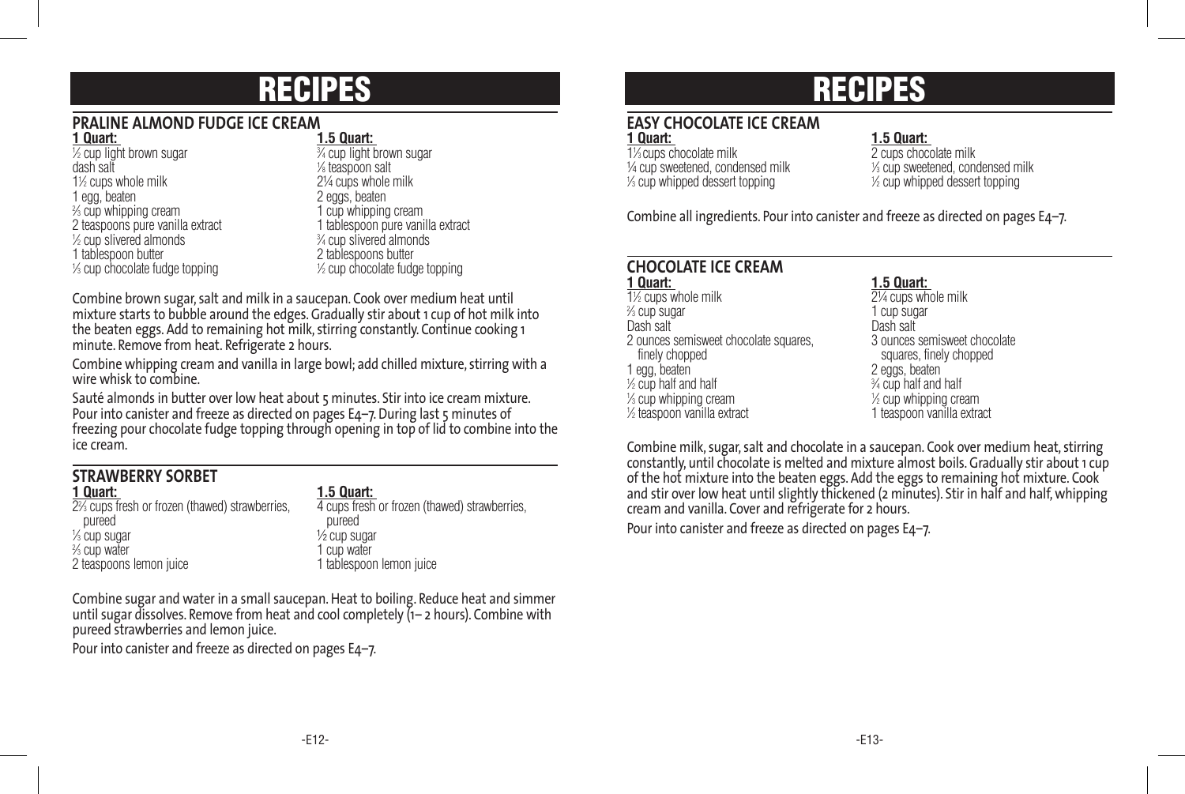# RECIPES

## PRALINE ALMOND FUDGE ICE CREAM

| 1 Quart: | 1.5 Quart: |
|---|---|
| ½ cup light brown sugar | ¾ cup light brown sugar |
| dash salt | ⅛ teaspoon salt |
| 1½ cups whole milk | 2¼ cups whole milk |
| 1 egg, beaten | 2 eggs, beaten |
| ⅔ cup whipping cream | 1 cup whipping cream |
| 2 teaspoons pure vanilla extract | 1 tablespoon pure vanilla extract |
| ½ cup slivered almonds | ¾ cup slivered almonds |
| 1 tablespoon butter | 2 tablespoons butter |
| ⅓ cup chocolate fudge topping | ½ cup chocolate fudge topping |

Combine brown sugar, salt and milk in a saucepan. Cook over medium heat until mixture starts to bubble around the edges. Gradually stir about 1 cup of hot milk into the beaten eggs. Add to remaining hot milk, stirring constantly. Continue cooking 1 minute. Remove from heat. Refrigerate 2 hours.

Combine whipping cream and vanilla in large bowl; add chilled mixture, stirring with a wire whisk to combine.

Sauté almonds in butter over low heat about 5 minutes. Stir into ice cream mixture. Pour into canister and freeze as directed on pages E4–7. During last 5 minutes of freezing pour chocolate fudge topping through opening in top of lid to combine into the ice cream.

## STRAWBERRY SORBET

| 1 Quart: | 1.5 Quart: |
|---|---|
| 2⅔ cups fresh or frozen (thawed) strawberries, pureed | 4 cups fresh or frozen (thawed) strawberries, pureed |
| ⅓ cup sugar | ½ cup sugar |
| ⅔ cup water | 1 cup water |
| 2 teaspoons lemon juice | 1 tablespoon lemon juice |

Combine sugar and water in a small saucepan. Heat to boiling. Reduce heat and simmer until sugar dissolves. Remove from heat and cool completely (1– 2 hours). Combine with pureed strawberries and lemon juice.

Pour into canister and freeze as directed on pages E4–7.

# RECIPES

## EASY CHOCOLATE ICE CREAM

| 1 Quart: | 1.5 Quart: |
|---|---|
| 1⅓ cups chocolate milk | 2 cups chocolate milk |
| ¼ cup sweetened, condensed milk | ⅓ cup sweetened, condensed milk |
| ⅓ cup whipped dessert topping | ½ cup whipped dessert topping |

Combine all ingredients. Pour into canister and freeze as directed on pages E4–7.

## CHOCOLATE ICE CREAM

| 1 Quart: | 1.5 Quart: |
|---|---|
| 1½ cups whole milk | 2¼ cups whole milk |
| ⅔ cup sugar | 1 cup sugar |
| Dash salt | Dash salt |
| 2 ounces semisweet chocolate squares, finely chopped | 3 ounces semisweet chocolate squares, finely chopped |
| 1 egg, beaten | 2 eggs, beaten |
| ½ cup half and half | ¾ cup half and half |
| ⅓ cup whipping cream | ½ cup whipping cream |
| ½ teaspoon vanilla extract | 1 teaspoon vanilla extract |

Combine milk, sugar, salt and chocolate in a saucepan. Cook over medium heat, stirring constantly, until chocolate is melted and mixture almost boils. Gradually stir about 1 cup of the hot mixture into the beaten eggs. Add the eggs to remaining hot mixture. Cook and stir over low heat until slightly thickened (2 minutes). Stir in half and half, whipping cream and vanilla. Cover and refrigerate for 2 hours.

Pour into canister and freeze as directed on pages E4–7.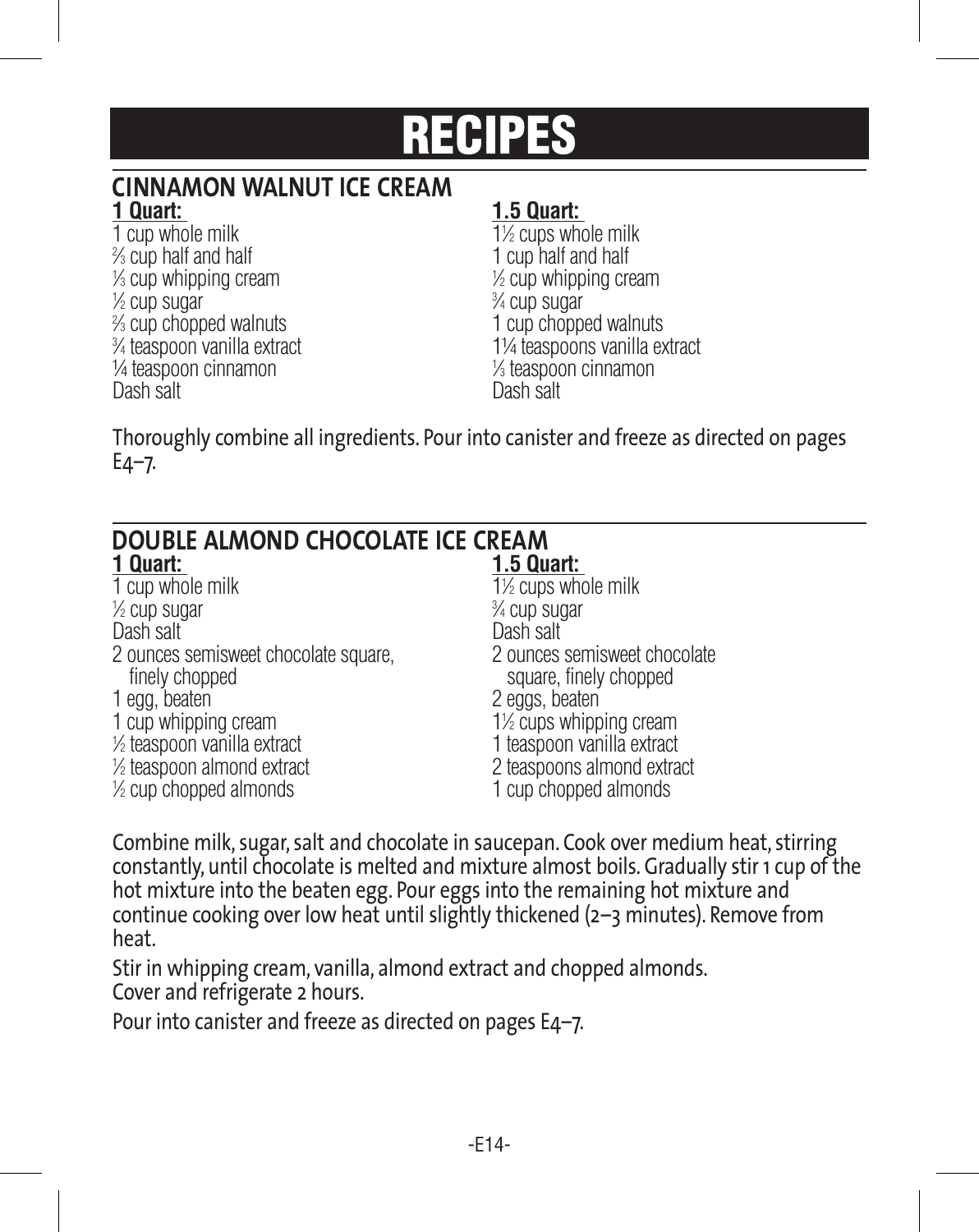# RECIPES

## CINNAMON WALNUT ICE CREAM

**1 Quart:**

1 cup whole milk
⅔ cup half and half
⅓ cup whipping cream
½ cup sugar
⅔ cup chopped walnuts
¾ teaspoon vanilla extract
¼ teaspoon cinnamon
Dash salt

**1.5 Quart:**

1½ cups whole milk
1 cup half and half
½ cup whipping cream
¾ cup sugar
1 cup chopped walnuts
1¼ teaspoons vanilla extract
⅓ teaspoon cinnamon
Dash salt

Thoroughly combine all ingredients. Pour into canister and freeze as directed on pages E4–7.

## DOUBLE ALMOND CHOCOLATE ICE CREAM

**1 Quart:**

1 cup whole milk
½ cup sugar
Dash salt
2 ounces semisweet chocolate square, finely chopped
1 egg, beaten
1 cup whipping cream
½ teaspoon vanilla extract
½ teaspoon almond extract
½ cup chopped almonds

**1.5 Quart:**

1½ cups whole milk
¾ cup sugar
Dash salt
2 ounces semisweet chocolate square, finely chopped
2 eggs, beaten
1½ cups whipping cream
1 teaspoon vanilla extract
2 teaspoons almond extract
1 cup chopped almonds

Combine milk, sugar, salt and chocolate in saucepan. Cook over medium heat, stirring constantly, until chocolate is melted and mixture almost boils. Gradually stir 1 cup of the hot mixture into the beaten egg. Pour eggs into the remaining hot mixture and continue cooking over low heat until slightly thickened (2–3 minutes). Remove from heat.

Stir in whipping cream, vanilla, almond extract and chopped almonds.
Cover and refrigerate 2 hours.

Pour into canister and freeze as directed on pages E4–7.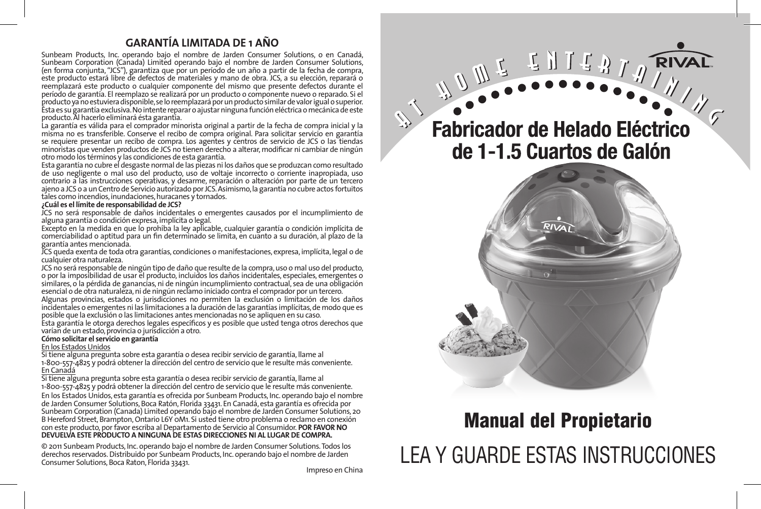## GARANTÍA LIMITADA DE 1 AÑO

Sunbeam Products, Inc. operando bajo el nombre de Jarden Consumer Solutions, o en Canadá, Sunbeam Corporation (Canada) Limited operando bajo el nombre de Jarden Consumer Solutions, (en forma conjunta, "JCS"), garantiza que por un período de un año a partir de la fecha de compra, este producto estará libre de defectos de materiales y mano de obra. JCS, a su elección, reparará o reemplazará este producto o cualquier componente del mismo que presente defectos durante el período de garantía. El reemplazo se realizará por un producto o componente nuevo o reparado. Si el producto ya no estuviera disponible, se lo reemplazará por un producto similar de valor igual o superior. Ésta es su garantía exclusiva. No intente reparar o ajustar ninguna función eléctrica o mecánica de este producto. Al hacerlo eliminará ésta garantía.

La garantía es válida para el comprador minorista original a partir de la fecha de compra inicial y la misma no es transferible. Conserve el recibo de compra original. Para solicitar servicio en garantía se requiere presentar un recibo de compra. Los agentes y centros de servicio de JCS o las tiendas minoristas que venden productos de JCS no tienen derecho a alterar, modificar ni cambiar de ningún otro modo los términos y las condiciones de esta garantía.

Esta garantía no cubre el desgaste normal de las piezas ni los daños que se produzcan como resultado de uso negligente o mal uso del producto, uso de voltaje incorrecto o corriente inapropiada, uso contrario a las instrucciones operativas, y desarme, reparación o alteración por parte de un tercero ajeno a JCS o a un Centro de Servicio autorizado por JCS. Asimismo, la garantía no cubre actos fortuitos tales como incendios, inundaciones, huracanes y tornados.

**¿Cuál es el límite de responsabilidad de JCS?**

JCS no será responsable de daños incidentales o emergentes causados por el incumplimiento de alguna garantía o condición expresa, implícita o legal.

Excepto en la medida en que lo prohíba la ley aplicable, cualquier garantía o condición implícita de comerciabilidad o aptitud para un fin determinado se limita, en cuanto a su duración, al plazo de la garantía antes mencionada.

JCS queda exenta de toda otra garantías, condiciones o manifestaciones, expresa, implícita, legal o de cualquier otra naturaleza.

JCS no será responsable de ningún tipo de daño que resulte de la compra, uso o mal uso del producto, o por la imposibilidad de usar el producto, incluidos los daños incidentales, especiales, emergentes o similares, o la pérdida de ganancias, ni de ningún incumplimiento contractual, sea de una obligación esencial o de otra naturaleza, ni de ningún reclamo iniciado contra el comprador por un tercero.

Algunas provincias, estados o jurisdicciones no permiten la exclusión o limitación de los daños incidentales o emergentes ni las limitaciones a la duración de las garantías implícitas, de modo que es posible que la exclusión o las limitaciones antes mencionadas no se apliquen en su caso.

Esta garantía le otorga derechos legales específicos y es posible que usted tenga otros derechos que varían de un estado, provincia o jurisdicción a otro.

**Cómo solicitar el servicio en garantía**

En los Estados Unidos

Si tiene alguna pregunta sobre esta garantía o desea recibir servicio de garantía, llame al 1-800-557-4825 y podrá obtener la dirección del centro de servicio que le resulte más conveniente.

En Canadá

Si tiene alguna pregunta sobre esta garantía o desea recibir servicio de garantía, llame al 1-800-557-4825 y podrá obtener la dirección del centro de servicio que le resulte más conveniente.

En los Estados Unidos, esta garantía es ofrecida por Sunbeam Products, Inc. operando bajo el nombre de Jarden Consumer Solutions, Boca Ratón, Florida 33431. En Canadá, esta garantía es ofrecida por Sunbeam Corporation (Canada) Limited operando bajo el nombre de Jarden Consumer Solutions, 20 B Hereford Street, Brampton, Ontario L6Y 0M1. Si usted tiene otro problema o reclamo en conexión con este producto, por favor escriba al Departamento de Servicio al Consumidor. **POR FAVOR NO DEVUELVA ESTE PRODUCTO A NINGUNA DE ESTAS DIRECCIONES NI AL LUGAR DE COMPRA.**

© 2011 Sunbeam Products, Inc. operando bajo el nombre de Jarden Consumer Solutions. Todos los derechos reservados. Distribuido por Sunbeam Products, Inc. operando bajo el nombre de Jarden Consumer Solutions, Boca Raton, Florida 33431.

Impreso en China

AT HOME ENTERTAINING

RIVAL

# Fabricador de Helado Eléctrico de 1-1.5 Cuartos de Galón

## Manual del Propietario

LEA Y GUARDE ESTAS INSTRUCCIONES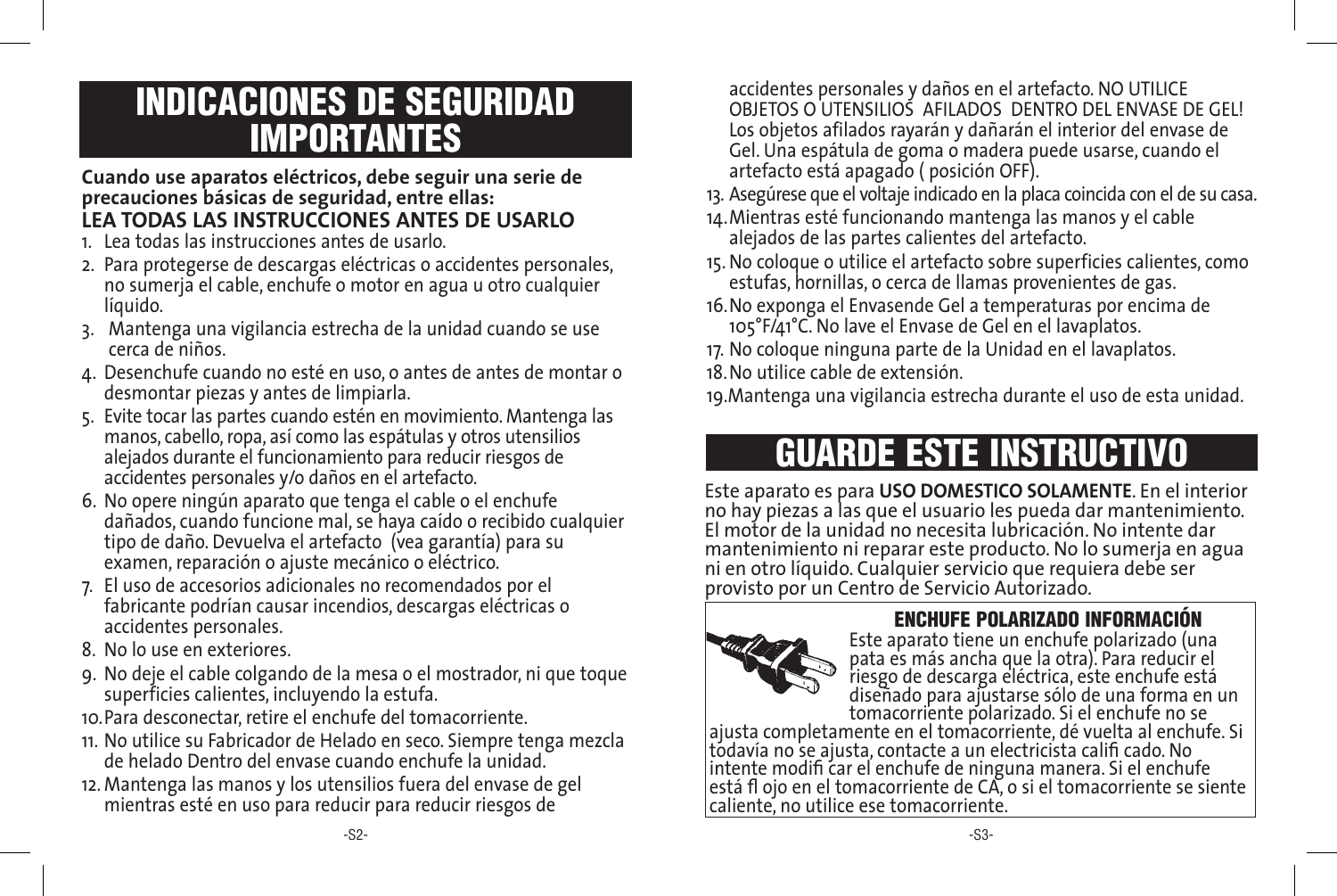# INDICACIONES DE SEGURIDAD IMPORTANTES

**Cuando use aparatos eléctricos, debe seguir una serie de precauciones básicas de seguridad, entre ellas:**

**LEA TODAS LAS INSTRUCCIONES ANTES DE USARLO**

1. Lea todas las instrucciones antes de usarlo.
2. Para protegerse de descargas eléctricas o accidentes personales, no sumerja el cable, enchufe o motor en agua u otro cualquier líquido.
3. Mantenga una vigilancia estrecha de la unidad cuando se use cerca de niños.
4. Desenchufe cuando no esté en uso, o antes de antes de montar o desmontar piezas y antes de limpiarla.
5. Evite tocar las partes cuando estén en movimiento. Mantenga las manos, cabello, ropa, así como las espátulas y otros utensilios alejados durante el funcionamiento para reducir riesgos de accidentes personales y/o daños en el artefacto.
6. No opere ningún aparato que tenga el cable o el enchufe dañados, cuando funcione mal, se haya caído o recibido cualquier tipo de daño. Devuelva el artefacto (vea garantía) para su examen, reparación o ajuste mecánico o eléctrico.
7. El uso de accesorios adicionales no recomendados por el fabricante podrían causar incendios, descargas eléctricas o accidentes personales.
8. No lo use en exteriores.
9. No deje el cable colgando de la mesa o el mostrador, ni que toque superficies calientes, incluyendo la estufa.
10. Para desconectar, retire el enchufe del tomacorriente.
11. No utilice su Fabricador de Helado en seco. Siempre tenga mezcla de helado Dentro del envase cuando enchufe la unidad.
12. Mantenga las manos y los utensilios fuera del envase de gel mientras esté en uso para reducir para reducir riesgos de accidentes personales y daños en el artefacto. NO UTILICE OBJETOS O UTENSILIOS AFILADOS DENTRO DEL ENVASE DE GEL! Los objetos afilados rayarán y dañarán el interior del envase de Gel. Una espátula de goma o madera puede usarse, cuando el artefacto está apagado ( posición OFF).
13. Asegúrese que el voltaje indicado en la placa coincida con el de su casa.
14. Mientras esté funcionando mantenga las manos y el cable alejados de las partes calientes del artefacto.
15. No coloque o utilice el artefacto sobre superficies calientes, como estufas, hornillas, o cerca de llamas provenientes de gas.
16. No exponga el Envasende Gel a temperaturas por encima de 105°F/41°C. No lave el Envase de Gel en el lavaplatos.
17. No coloque ninguna parte de la Unidad en el lavaplatos.
18. No utilice cable de extensión.
19. Mantenga una vigilancia estrecha durante el uso de esta unidad.

# GUARDE ESTE INSTRUCTIVO

Este aparato es para **USO DOMESTICO SOLAMENTE**. En el interior no hay piezas a las que el usuario les pueda dar mantenimiento. El motor de la unidad no necesita lubricación. No intente dar mantenimiento ni reparar este producto. No lo sumerja en agua ni en otro líquido. Cualquier servicio que requiera debe ser provisto por un Centro de Servicio Autorizado.

### ENCHUFE POLARIZADO INFORMACIÓN

Este aparato tiene un enchufe polarizado (una pata es más ancha que la otra). Para reducir el riesgo de descarga eléctrica, este enchufe está diseñado para ajustarse sólo de una forma en un tomacorriente polarizado. Si el enchufe no se ajusta completamente en el tomacorriente, dé vuelta al enchufe. Si todavía no se ajusta, contacte a un electricista califi cado. No intente modifi car el enchufe de ninguna manera. Si el enchufe está fl ojo en el tomacorriente de CA, o si el tomacorriente se siente caliente, no utilice ese tomacorriente.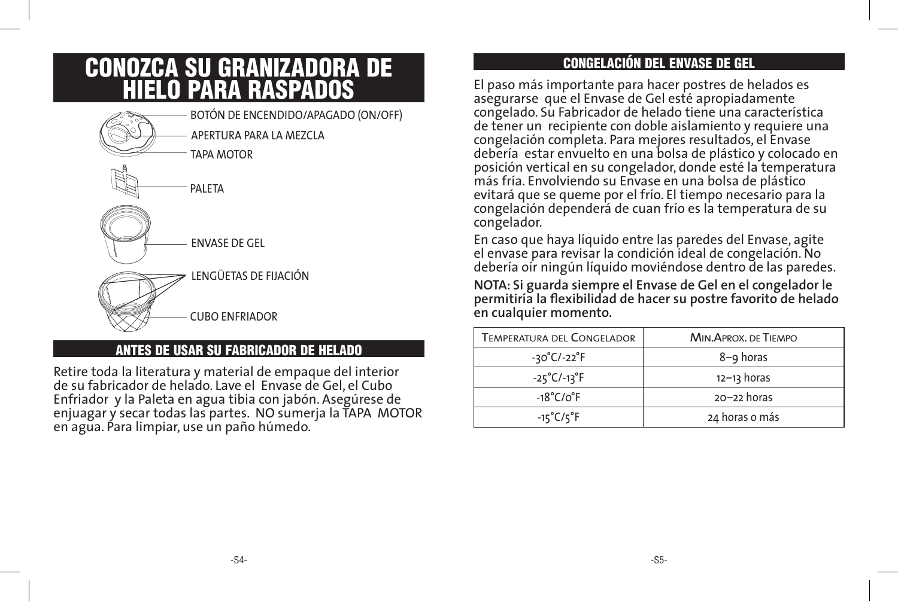# CONOZCA SU GRANIZADORA DE HIELO PARA RASPADOS

BOTÓN DE ENCENDIDO/APAGADO (ON/OFF)

APERTURA PARA LA MEZCLA

TAPA MOTOR

PALETA

ENVASE DE GEL

LENGÜETAS DE FIJACIÓN

CUBO ENFRIADOR

## ANTES DE USAR SU FABRICADOR DE HELADO

Retire toda la literatura y material de empaque del interior de su fabricador de helado. Lave el Envase de Gel, el Cubo Enfriador y la Paleta en agua tibia con jabón. Asegúrese de enjuagar y secar todas las partes. NO sumerja la TAPA MOTOR en agua. Para limpiar, use un paño húmedo.

## CONGELACIÓN DEL ENVASE DE GEL

El paso más importante para hacer postres de helados es asegurarse que el Envase de Gel esté apropiadamente congelado. Su Fabricador de helado tiene una característica de tener un recipiente con doble aislamiento y requiere una congelación completa. Para mejores resultados, el Envase debería estar envuelto en una bolsa de plástico y colocado en posición vertical en su congelador, donde esté la temperatura más fría. Envolviendo su Envase en una bolsa de plástico evitará que se queme por el frío. El tiempo necesario para la congelación dependerá de cuan frío es la temperatura de su congelador.

En caso que haya líquido entre las paredes del Envase, agite el envase para revisar la condición ideal de congelación. No debería oír ningún líquido moviéndose dentro de las paredes.

**NOTA: Si guarda siempre el Envase de Gel en el congelador le permitiría la flexibilidad de hacer su postre favorito de helado en cualquier momento.**

| TEMPERATURA DEL CONGELADOR | MIN.APROX. DE TIEMPO |
|---|---|
| -30°C/-22°F | 8–9 horas |
| -25°C/-13°F | 12–13 horas |
| -18°C/0°F | 20–22 horas |
| -15°C/5°F | 24 horas o más |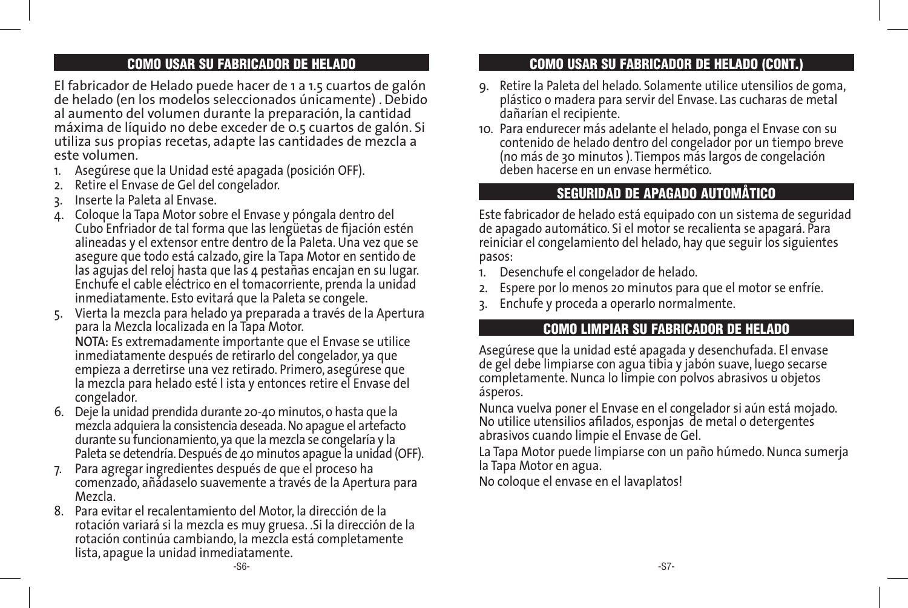## COMO USAR SU FABRICADOR DE HELADO

El fabricador de Helado puede hacer de 1 a 1.5 cuartos de galón de helado (en los modelos seleccionados únicamente) . Debido al aumento del volumen durante la preparación, la cantidad máxima de líquido no debe exceder de 0.5 cuartos de galón. Si utiliza sus propias recetas, adapte las cantidades de mezcla a este volumen.

1. Asegúrese que la Unidad esté apagada (posición OFF).
2. Retire el Envase de Gel del congelador.
3. Inserte la Paleta al Envase.
4. Coloque la Tapa Motor sobre el Envase y póngala dentro del Cubo Enfriador de tal forma que las lengüetas de fijación estén alineadas y el extensor entre dentro de la Paleta. Una vez que se asegure que todo está calzado, gire la Tapa Motor en sentido de las agujas del reloj hasta que las 4 pestañas encajan en su lugar. Enchufe el cable eléctrico en el tomacorriente, prenda la unidad inmediatamente. Esto evitará que la Paleta se congele.
5. Vierta la mezcla para helado ya preparada a través de la Apertura para la Mezcla localizada en la Tapa Motor.
   **NOTA:** Es extremadamente importante que el Envase se utilice inmediatamente después de retirarlo del congelador, ya que empieza a derretirse una vez retirado. Primero, asegúrese que la mezcla para helado esté l ista y entonces retire el Envase del congelador.
6. Deje la unidad prendida durante 20-40 minutos, o hasta que la mezcla adquiera la consistencia deseada. No apague el artefacto durante su funcionamiento, ya que la mezcla se congelaría y la Paleta se detendría. Después de 40 minutos apague la unidad (OFF).
7. Para agregar ingredientes después de que el proceso ha comenzado, añádaselo suavemente a través de la Apertura para Mezcla.
8. Para evitar el recalentamiento del Motor, la dirección de la rotación variará si la mezcla es muy gruesa. .Si la dirección de la rotación continúa cambiando, la mezcla está completamente lista, apague la unidad inmediatamente.

## COMO USAR SU FABRICADOR DE HELADO (CONT.)

9. Retire la Paleta del helado. Solamente utilice utensilios de goma, plástico o madera para servir del Envase. Las cucharas de metal dañarían el recipiente.
10. Para endurecer más adelante el helado, ponga el Envase con su contenido de helado dentro del congelador por un tiempo breve (no más de 30 minutos ). Tiempos más largos de congelación deben hacerse en un envase hermético.

## SEGURIDAD DE APAGADO AUTOMÅTICO

Este fabricador de helado está equipado con un sistema de seguridad de apagado automático. Si el motor se recalienta se apagará. Para reiniciar el congelamiento del helado, hay que seguir los siguientes pasos:

1. Desenchufe el congelador de helado.
2. Espere por lo menos 20 minutos para que el motor se enfríe.
3. Enchufe y proceda a operarlo normalmente.

## COMO LIMPIAR SU FABRICADOR DE HELADO

Asegúrese que la unidad esté apagada y desenchufada. El envase de gel debe limpiarse con agua tibia y jabón suave, luego secarse completamente. Nunca lo limpie con polvos abrasivos u objetos ásperos.

Nunca vuelva poner el Envase en el congelador si aún está mojado. No utilice utensilios afilados, esponjas de metal o detergentes abrasivos cuando limpie el Envase de Gel.

La Tapa Motor puede limpiarse con un paño húmedo. Nunca sumerja la Tapa Motor en agua.

No coloque el envase en el lavaplatos!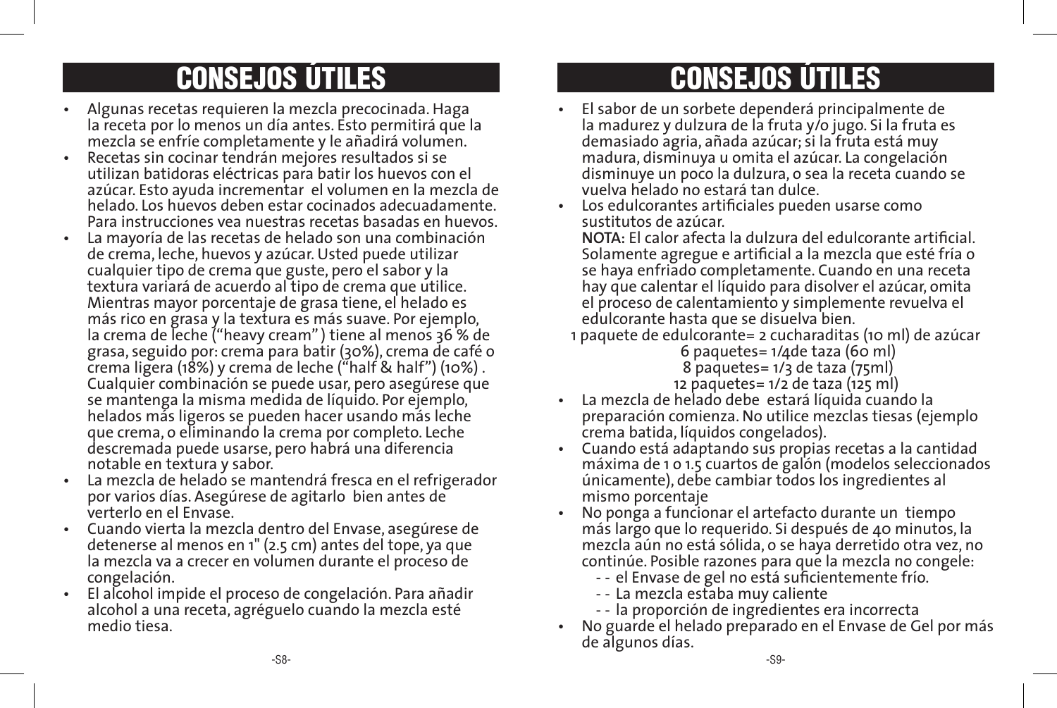## CONSEJOS ÚTILES

- Algunas recetas requieren la mezcla precocinada. Haga la receta por lo menos un día antes. Esto permitirá que la mezcla se enfríe completamente y le añadirá volumen.
- Recetas sin cocinar tendrán mejores resultados si se utilizan batidoras eléctricas para batir los huevos con el azúcar. Esto ayuda incrementar el volumen en la mezcla de helado. Los huevos deben estar cocinados adecuadamente. Para instrucciones vea nuestras recetas basadas en huevos.
- La mayoría de las recetas de helado son una combinación de crema, leche, huevos y azúcar. Usted puede utilizar cualquier tipo de crema que guste, pero el sabor y la textura variará de acuerdo al tipo de crema que utilice. Mientras mayor porcentaje de grasa tiene, el helado es más rico en grasa y la textura es más suave. Por ejemplo, la crema de leche ("heavy cream") tiene al menos 36 % de grasa, seguido por: crema para batir (30%), crema de café o crema ligera (18%) y crema de leche ("half & half") (10%) . Cualquier combinación se puede usar, pero asegúrese que se mantenga la misma medida de líquido. Por ejemplo, helados más ligeros se pueden hacer usando más leche que crema, o eliminando la crema por completo. Leche descremada puede usarse, pero habrá una diferencia notable en textura y sabor.
- La mezcla de helado se mantendrá fresca en el refrigerador por varios días. Asegúrese de agitarlo bien antes de verterlo en el Envase.
- Cuando vierta la mezcla dentro del Envase, asegúrese de detenerse al menos en 1" (2.5 cm) antes del tope, ya que la mezcla va a crecer en volumen durante el proceso de congelación.
- El alcohol impide el proceso de congelación. Para añadir alcohol a una receta, agréguelo cuando la mezcla esté medio tiesa.

## CONSEJOS ÚTILES

- El sabor de un sorbete dependerá principalmente de la madurez y dulzura de la fruta y/o jugo. Si la fruta es demasiado agria, añada azúcar; si la fruta está muy madura, disminuya u omita el azúcar. La congelación disminuye un poco la dulzura, o sea la receta cuando se vuelva helado no estará tan dulce.
- Los edulcorantes artificiales pueden usarse como sustitutos de azúcar.

  **NOTA:** El calor afecta la dulzura del edulcorante artificial. Solamente agregue e artificial a la mezcla que esté fría o se haya enfriado completamente. Cuando en una receta hay que calentar el líquido para disolver el azúcar, omita el proceso de calentamiento y simplemente revuelva el edulcorante hasta que se disuelva bien.

  1 paquete de edulcorante= 2 cucharaditas (10 ml) de azúcar
  6 paquetes= 1/4de taza (60 ml)
  8 paquetes= 1/3 de taza (75ml)
  12 paquetes= 1/2 de taza (125 ml)
- La mezcla de helado debe estará líquida cuando la preparación comienza. No utilice mezclas tiesas (ejemplo crema batida, líquidos congelados).
- Cuando está adaptando sus propias recetas a la cantidad máxima de 1 o 1.5 cuartos de galón (modelos seleccionados únicamente), debe cambiar todos los ingredientes al mismo porcentaje
- No ponga a funcionar el artefacto durante un tiempo más largo que lo requerido. Si después de 40 minutos, la mezcla aún no está sólida, o se haya derretido otra vez, no continúe. Posible razones para que la mezcla no congele:
  - - el Envase de gel no está suficientemente frío.
  - - La mezcla estaba muy caliente
  - - la proporción de ingredientes era incorrecta
- No guarde el helado preparado en el Envase de Gel por más de algunos días.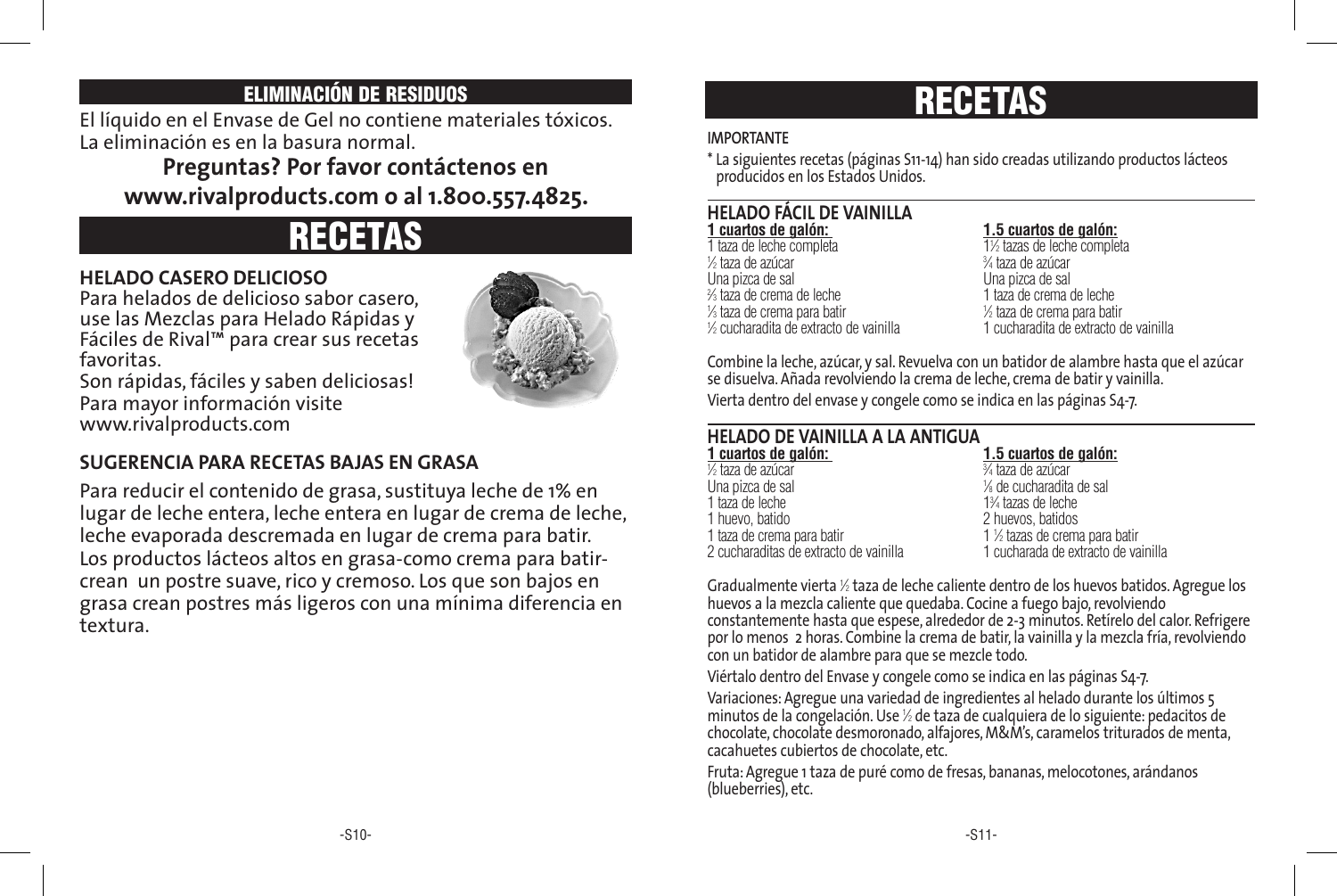## ELIMINACIÓN DE RESIDUOS

El líquido en el Envase de Gel no contiene materiales tóxicos. La eliminación es en la basura normal.

**Preguntas? Por favor contáctenos en www.rivalproducts.com o al 1.800.557.4825.**

# RECETAS

### HELADO CASERO DELICIOSO

Para helados de delicioso sabor casero, use las Mezclas para Helado Rápidas y Fáciles de Rival™ para crear sus recetas favoritas.

Son rápidas, fáciles y saben deliciosas! Para mayor información visite www.rivalproducts.com

### SUGERENCIA PARA RECETAS BAJAS EN GRASA

Para reducir el contenido de grasa, sustituya leche de 1% en lugar de leche entera, leche entera en lugar de crema de leche, leche evaporada descremada en lugar de crema para batir. Los productos lácteos altos en grasa-como crema para batir-crean un postre suave, rico y cremoso. Los que son bajos en grasa crean postres más ligeros con una mínima diferencia en textura.

# RECETAS

**IMPORTANTE**

* La siguientes recetas (páginas S11-14) han sido creadas utilizando productos lácteos producidos en los Estados Unidos.

### HELADO FÁCIL DE VAINILLA

| 1 cuartos de galón: | 1.5 cuartos de galón: |
|---|---|
| 1 taza de leche completa | 1½ tazas de leche completa |
| ½ taza de azúcar | ¾ taza de azúcar |
| Una pizca de sal | Una pizca de sal |
| ⅔ taza de crema de leche | 1 taza de crema de leche |
| ⅓ taza de crema para batir | ½ taza de crema para batir |
| ½ cucharadita de extracto de vainilla | 1 cucharadita de extracto de vainilla |

Combine la leche, azúcar, y sal. Revuelva con un batidor de alambre hasta que el azúcar se disuelva. Añada revolviendo la crema de leche, crema de batir y vainilla.

Vierta dentro del envase y congele como se indica en las páginas S4-7.

### HELADO DE VAINILLA A LA ANTIGUA

| 1 cuartos de galón: | 1.5 cuartos de galón: |
|---|---|
| ½ taza de azúcar | ¾ taza de azúcar |
| Una pizca de sal | ⅛ de cucharadita de sal |
| 1 taza de leche | 1¾ tazas de leche |
| 1 huevo, batido | 2 huevos, batidos |
| 1 taza de crema para batir | 1 ½ tazas de crema para batir |
| 2 cucharaditas de extracto de vainilla | 1 cucharada de extracto de vainilla |

Gradualmente vierta ½ taza de leche caliente dentro de los huevos batidos. Agregue los huevos a la mezcla caliente que quedaba. Cocine a fuego bajo, revolviendo constantemente hasta que espese, alrededor de 2-3 minutos. Retírelo del calor. Refrigere por lo menos 2 horas. Combine la crema de batir, la vainilla y la mezcla fría, revolviendo con un batidor de alambre para que se mezcle todo.

Viértalo dentro del Envase y congele como se indica en las páginas S4-7.

Variaciones: Agregue una variedad de ingredientes al helado durante los últimos 5 minutos de la congelación. Use ½ de taza de cualquiera de lo siguiente: pedacitos de chocolate, chocolate desmoronado, alfajores, M&M's, caramelos triturados de menta, cacahuetes cubiertos de chocolate, etc.

Fruta: Agregue 1 taza de puré como de fresas, bananas, melocotones, arándanos (blueberries), etc.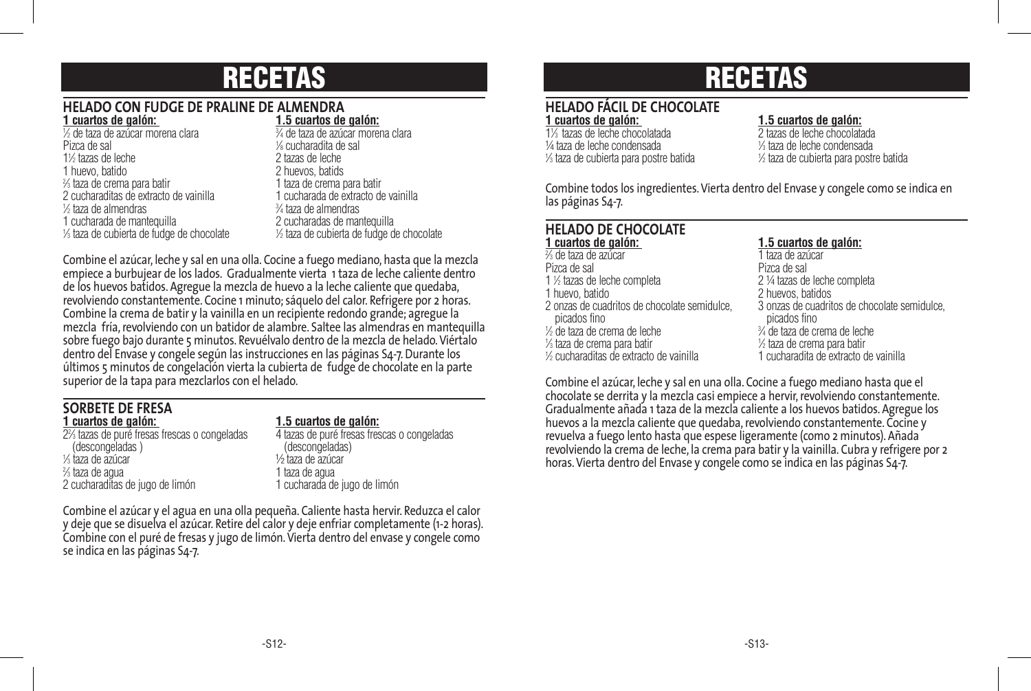# RECETAS

## HELADO CON FUDGE DE PRALINE DE ALMENDRA

| 1 cuartos de galón: | 1.5 cuartos de galón: |
| --- | --- |
| ½ de taza de azúcar morena clara | ¾ de taza de azúcar morena clara |
| Pizca de sal | ⅛ cucharadita de sal |
| 1½ tazas de leche | 2 tazas de leche |
| 1 huevo, batido | 2 huevos, batids |
| ⅔ taza de crema para batir | 1 taza de crema para batir |
| 2 cucharaditas de extracto de vainilla | 1 cucharada de extracto de vainilla |
| ½ taza de almendras | ¾ taza de almendras |
| 1 cucharada de mantequilla | 2 cucharadas de mantequilla |
| ⅓ taza de cubierta de fudge de chocolate | ½ taza de cubierta de fudge de chocolate |

Combine el azúcar, leche y sal en una olla. Cocine a fuego mediano, hasta que la mezcla empiece a burbujear de los lados. Gradualmente vierta 1 taza de leche caliente dentro de los huevos batidos. Agregue la mezcla de huevo a la leche caliente que quedaba, revolviendo constantemente. Cocine 1 minuto; sáquelo del calor. Refrigere por 2 horas. Combine la crema de batir y la vainilla en un recipiente redondo grande; agregue la mezcla fría, revolviendo con un batidor de alambre. Saltee las almendras en mantequilla sobre fuego bajo durante 5 minutos. Revuélvalo dentro de la mezcla de helado. Viértalo dentro del Envase y congele según las instrucciones en las páginas S4-7. Durante los últimos 5 minutos de congelación vierta la cubierta de fudge de chocolate en la parte superior de la tapa para mezclarlos con el helado.

## SORBETE DE FRESA

| 1 cuartos de galón: | 1.5 cuartos de galón: |
| --- | --- |
| 2⅔ tazas de puré fresas frescas o congeladas (descongeladas ) | 4 tazas de puré fresas frescas o congeladas (descongeladas) |
| ⅓ taza de azúcar | ½ taza de azúcar |
| ⅔ taza de agua | 1 taza de agua |
| 2 cucharaditas de jugo de limón | 1 cucharada de jugo de limón |

Combine el azúcar y el agua en una olla pequeña. Caliente hasta hervir. Reduzca el calor y deje que se disuelva el azúcar. Retire del calor y deje enfriar completamente (1-2 horas). Combine con el puré de fresas y jugo de limón. Vierta dentro del envase y congele como se indica en las páginas S4-7.

# RECETAS

## HELADO FÁCIL DE CHOCOLATE

| 1 cuartos de galón: | 1.5 cuartos de galón: |
| --- | --- |
| 1⅓ tazas de leche chocolatada | 2 tazas de leche chocolatada |
| ¼ taza de leche condensada | ⅓ taza de leche condensada |
| ⅓ taza de cubierta para postre batida | ½ taza de cubierta para postre batida |

Combine todos los ingredientes. Vierta dentro del Envase y congele como se indica en las páginas S4-7.

## HELADO DE CHOCOLATE

| 1 cuartos de galón: | 1.5 cuartos de galón: |
| --- | --- |
| ⅔ de taza de azúcar | 1 taza de azúcar |
| Pizca de sal | Pizca de sal |
| 1 ½ tazas de leche completa | 2 ¼ tazas de leche completa |
| 1 huevo, batido | 2 huevos, batidos |
| 2 onzas de cuadritos de chocolate semidulce, picados fino | 3 onzas de cuadritos de chocolate semidulce, picados fino |
| ½ de taza de crema de leche | ¾ de taza de crema de leche |
| ⅓ taza de crema para batir | ½ taza de crema para batir |
| ½ cucharaditas de extracto de vainilla | 1 cucharadita de extracto de vainilla |

Combine el azúcar, leche y sal en una olla. Cocine a fuego mediano hasta que el chocolate se derrita y la mezcla casi empiece a hervir, revolviendo constantemente. Gradualmente añada 1 taza de la mezcla caliente a los huevos batidos. Agregue los huevos a la mezcla caliente que quedaba, revolviendo constantemente. Cocine y revuelva a fuego lento hasta que espese ligeramente (como 2 minutos). Añada revolviendo la crema de leche, la crema para batir y la vainilla. Cubra y refrigere por 2 horas. Vierta dentro del Envase y congele como se indica en las páginas S4-7.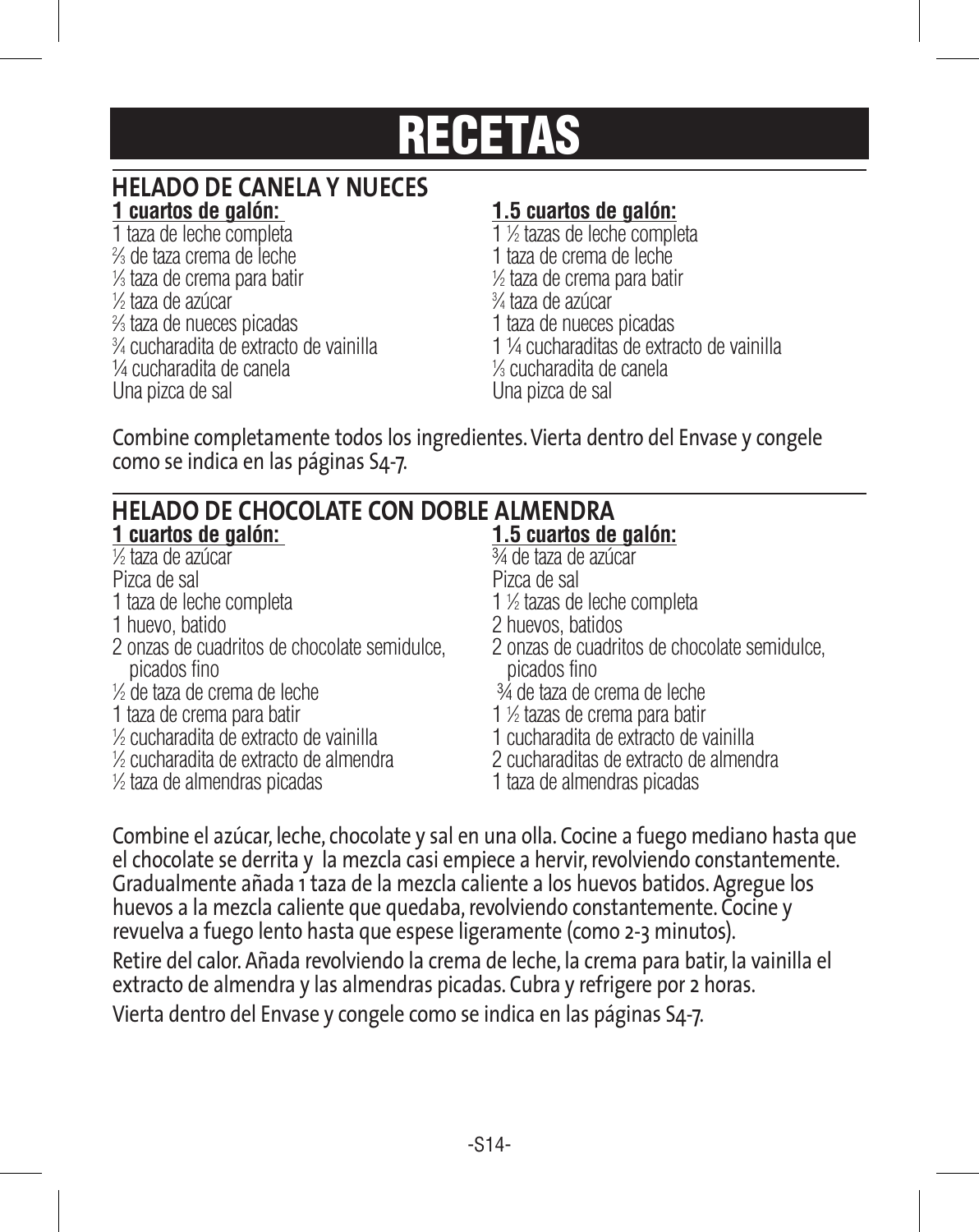# RECETAS

## HELADO DE CANELA Y NUECES

**1 cuartos de galón:**

1 taza de leche completa
⅔ de taza crema de leche
⅓ taza de crema para batir
½ taza de azúcar
⅔ taza de nueces picadas
¾ cucharadita de extracto de vainilla
¼ cucharadita de canela
Una pizca de sal

**1.5 cuartos de galón:**

1 ½ tazas de leche completa
1 taza de crema de leche
½ taza de crema para batir
¾ taza de azúcar
1 taza de nueces picadas
1 ¼ cucharaditas de extracto de vainilla
⅓ cucharadita de canela
Una pizca de sal

Combine completamente todos los ingredientes. Vierta dentro del Envase y congele como se indica en las páginas S4-7.

## HELADO DE CHOCOLATE CON DOBLE ALMENDRA

**1 cuartos de galón:**

½ taza de azúcar
Pizca de sal
1 taza de leche completa
1 huevo, batido
2 onzas de cuadritos de chocolate semidulce, picados fino
½ de taza de crema de leche
1 taza de crema para batir
½ cucharadita de extracto de vainilla
½ cucharadita de extracto de almendra
½ taza de almendras picadas

**1.5 cuartos de galón:**

¾ de taza de azúcar
Pizca de sal
1 ½ tazas de leche completa
2 huevos, batidos
2 onzas de cuadritos de chocolate semidulce, picados fino
¾ de taza de crema de leche
1 ½ tazas de crema para batir
1 cucharadita de extracto de vainilla
2 cucharaditas de extracto de almendra
1 taza de almendras picadas

Combine el azúcar, leche, chocolate y sal en una olla. Cocine a fuego mediano hasta que el chocolate se derrita y la mezcla casi empiece a hervir, revolviendo constantemente. Gradualmente añada 1 taza de la mezcla caliente a los huevos batidos. Agregue los huevos a la mezcla caliente que quedaba, revolviendo constantemente. Cocine y revuelva a fuego lento hasta que espese ligeramente (como 2-3 minutos).

Retire del calor. Añada revolviendo la crema de leche, la crema para batir, la vainilla el extracto de almendra y las almendras picadas. Cubra y refrigere por 2 horas.

Vierta dentro del Envase y congele como se indica en las páginas S4-7.